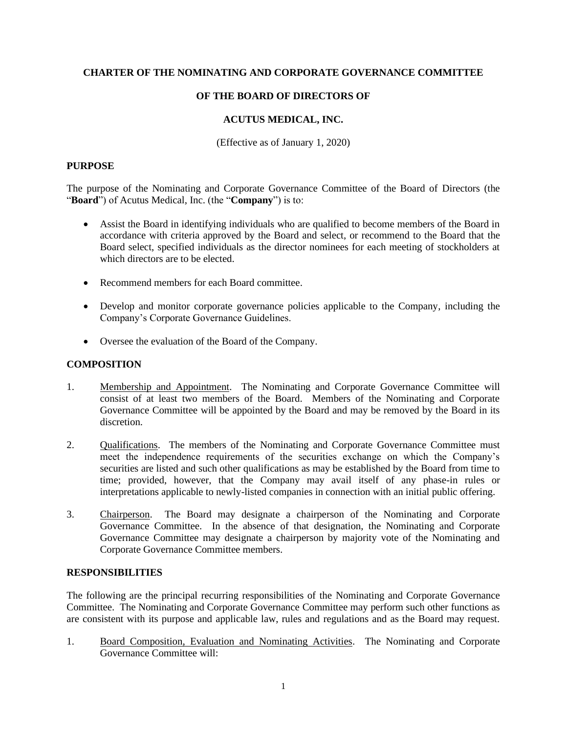# CHARTER OF THE NOMINATING AND CORPORATE GOVERNANCE COMMITTEE

# OF THE BOARD OF DIRECTORS OF

# ACUTUS MEDICAL, INC.

(Effective as of January 1, 2020)

## PURPOSE

The purpose of the Nominating and Corporate Governance Committee of the Board of Directors (the "**Board**") of Acutus Medical, Inc. (the "**Company**") is to:

- Assist the Board in identifying individuals who are qualified to become members of the Board in accordance with criteria approved by the Board and select, or recommend to the Board that the Board select, specified individuals as the director nominees for each meeting of stockholders at which directors are to be elected.
- Recommend members for each Board committee.
- Develop and monitor corporate governance policies applicable to the Company, including the Company's Corporate Governance Guidelines.
- Oversee the evaluation of the Board of the Company.

## COMPOSITION

1. Membership and Appointment. The Nominating and Corporate Governance Committee will consist of at least two members of the Board. Members of the Nominating and Corporate Governance Committee will be appointed by the Board and may be removed by the Board in its discretion.

2. Qualifications. The members of the Nominating and Corporate Governance Committee must meet the independence requirements of the securities exchange on which the Company's securities are listed and such other qualifications as may be established by the Board from time to time; provided, however, that the Company may avail itself of any phase-in rules or interpretations applicable to newly-listed companies in connection with an initial public offering.

3. Chairperson. The Board may designate a chairperson of the Nominating and Corporate Governance Committee. In the absence of that designation, the Nominating and Corporate Governance Committee may designate a chairperson by majority vote of the Nominating and Corporate Governance Committee members.

## RESPONSIBILITIES

The following are the principal recurring responsibilities of the Nominating and Corporate Governance Committee. The Nominating and Corporate Governance Committee may perform such other functions as are consistent with its purpose and applicable law, rules and regulations and as the Board may request.

1. Board Composition, Evaluation and Nominating Activities. The Nominating and Corporate Governance Committee will: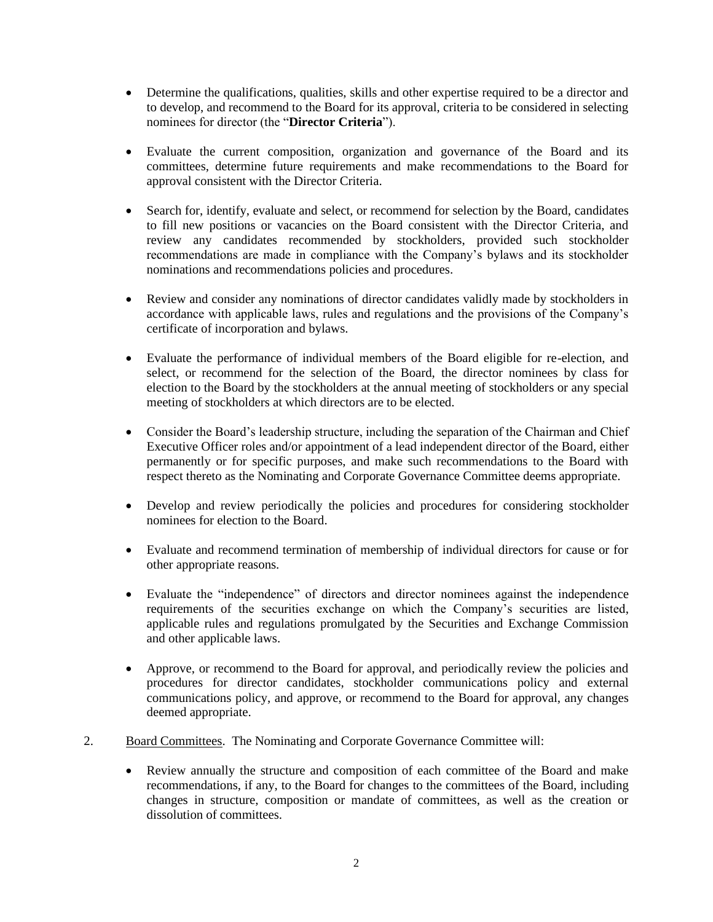- Determine the qualifications, qualities, skills and other expertise required to be a director and to develop, and recommend to the Board for its approval, criteria to be considered in selecting nominees for director (the "**Director Criteria**").

- Evaluate the current composition, organization and governance of the Board and its committees, determine future requirements and make recommendations to the Board for approval consistent with the Director Criteria.

- Search for, identify, evaluate and select, or recommend for selection by the Board, candidates to fill new positions or vacancies on the Board consistent with the Director Criteria, and review any candidates recommended by stockholders, provided such stockholder recommendations are made in compliance with the Company's bylaws and its stockholder nominations and recommendations policies and procedures.

- Review and consider any nominations of director candidates validly made by stockholders in accordance with applicable laws, rules and regulations and the provisions of the Company's certificate of incorporation and bylaws.

- Evaluate the performance of individual members of the Board eligible for re-election, and select, or recommend for the selection of the Board, the director nominees by class for election to the Board by the stockholders at the annual meeting of stockholders or any special meeting of stockholders at which directors are to be elected.

- Consider the Board's leadership structure, including the separation of the Chairman and Chief Executive Officer roles and/or appointment of a lead independent director of the Board, either permanently or for specific purposes, and make such recommendations to the Board with respect thereto as the Nominating and Corporate Governance Committee deems appropriate.

- Develop and review periodically the policies and procedures for considering stockholder nominees for election to the Board.

- Evaluate and recommend termination of membership of individual directors for cause or for other appropriate reasons.

- Evaluate the "independence" of directors and director nominees against the independence requirements of the securities exchange on which the Company's securities are listed, applicable rules and regulations promulgated by the Securities and Exchange Commission and other applicable laws.

- Approve, or recommend to the Board for approval, and periodically review the policies and procedures for director candidates, stockholder communications policy and external communications policy, and approve, or recommend to the Board for approval, any changes deemed appropriate.

2. Board Committees. The Nominating and Corporate Governance Committee will:

   - Review annually the structure and composition of each committee of the Board and make recommendations, if any, to the Board for changes to the committees of the Board, including changes in structure, composition or mandate of committees, as well as the creation or dissolution of committees.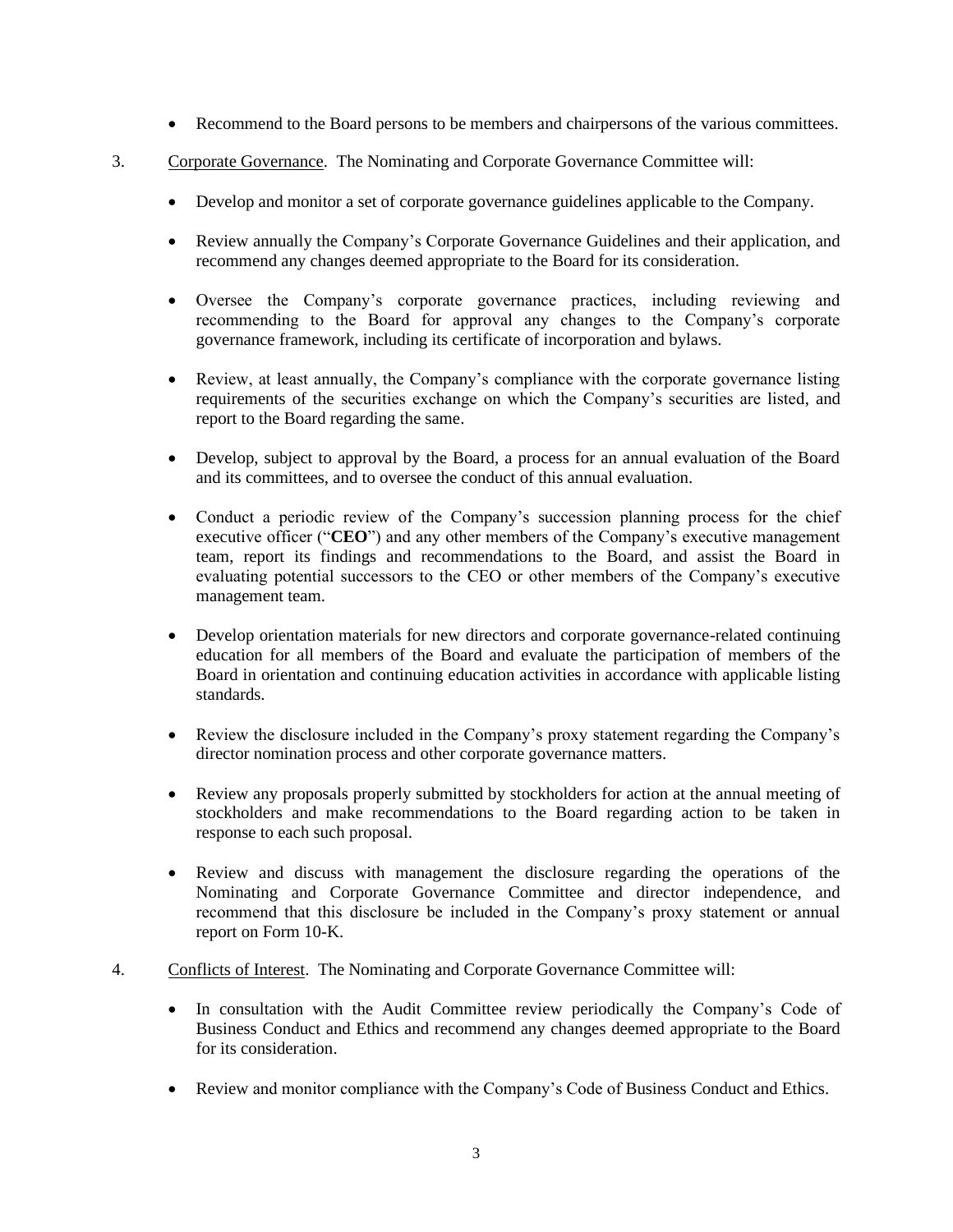- Recommend to the Board persons to be members and chairpersons of the various committees.

3. Corporate Governance. The Nominating and Corporate Governance Committee will:

    - Develop and monitor a set of corporate governance guidelines applicable to the Company.
    - Review annually the Company's Corporate Governance Guidelines and their application, and recommend any changes deemed appropriate to the Board for its consideration.
    - Oversee the Company's corporate governance practices, including reviewing and recommending to the Board for approval any changes to the Company's corporate governance framework, including its certificate of incorporation and bylaws.
    - Review, at least annually, the Company's compliance with the corporate governance listing requirements of the securities exchange on which the Company's securities are listed, and report to the Board regarding the same.
    - Develop, subject to approval by the Board, a process for an annual evaluation of the Board and its committees, and to oversee the conduct of this annual evaluation.
    - Conduct a periodic review of the Company's succession planning process for the chief executive officer ("**CEO**") and any other members of the Company's executive management team, report its findings and recommendations to the Board, and assist the Board in evaluating potential successors to the CEO or other members of the Company's executive management team.
    - Develop orientation materials for new directors and corporate governance-related continuing education for all members of the Board and evaluate the participation of members of the Board in orientation and continuing education activities in accordance with applicable listing standards.
    - Review the disclosure included in the Company's proxy statement regarding the Company's director nomination process and other corporate governance matters.
    - Review any proposals properly submitted by stockholders for action at the annual meeting of stockholders and make recommendations to the Board regarding action to be taken in response to each such proposal.
    - Review and discuss with management the disclosure regarding the operations of the Nominating and Corporate Governance Committee and director independence, and recommend that this disclosure be included in the Company's proxy statement or annual report on Form 10-K.

4. Conflicts of Interest. The Nominating and Corporate Governance Committee will:

    - In consultation with the Audit Committee review periodically the Company's Code of Business Conduct and Ethics and recommend any changes deemed appropriate to the Board for its consideration.
    - Review and monitor compliance with the Company's Code of Business Conduct and Ethics.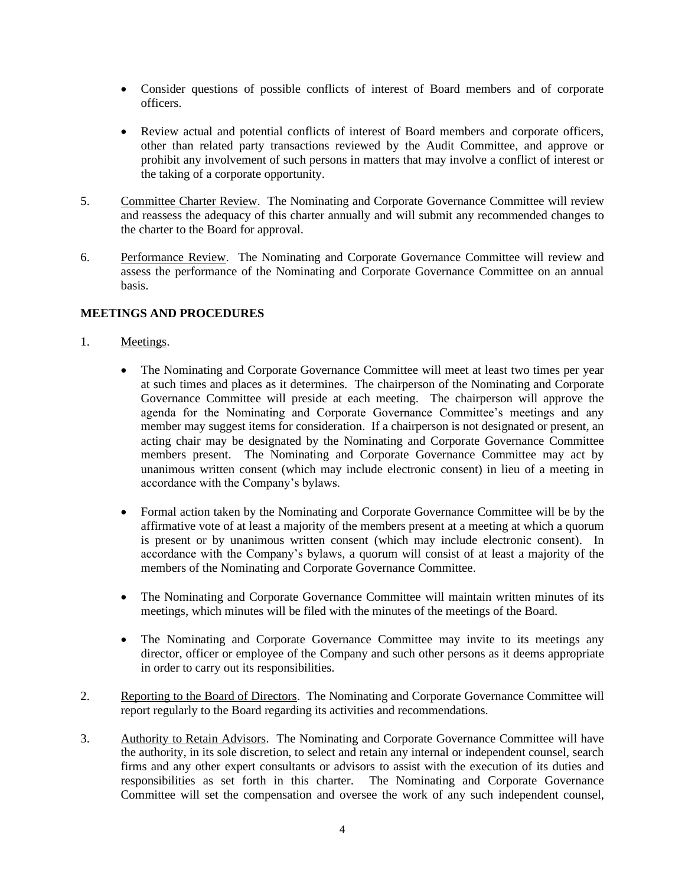- Consider questions of possible conflicts of interest of Board members and of corporate officers.

- Review actual and potential conflicts of interest of Board members and corporate officers, other than related party transactions reviewed by the Audit Committee, and approve or prohibit any involvement of such persons in matters that may involve a conflict of interest or the taking of a corporate opportunity.

5. Committee Charter Review. The Nominating and Corporate Governance Committee will review and reassess the adequacy of this charter annually and will submit any recommended changes to the charter to the Board for approval.

6. Performance Review. The Nominating and Corporate Governance Committee will review and assess the performance of the Nominating and Corporate Governance Committee on an annual basis.

**MEETINGS AND PROCEDURES**

1. Meetings.

   - The Nominating and Corporate Governance Committee will meet at least two times per year at such times and places as it determines. The chairperson of the Nominating and Corporate Governance Committee will preside at each meeting. The chairperson will approve the agenda for the Nominating and Corporate Governance Committee's meetings and any member may suggest items for consideration. If a chairperson is not designated or present, an acting chair may be designated by the Nominating and Corporate Governance Committee members present. The Nominating and Corporate Governance Committee may act by unanimous written consent (which may include electronic consent) in lieu of a meeting in accordance with the Company's bylaws.

   - Formal action taken by the Nominating and Corporate Governance Committee will be by the affirmative vote of at least a majority of the members present at a meeting at which a quorum is present or by unanimous written consent (which may include electronic consent). In accordance with the Company's bylaws, a quorum will consist of at least a majority of the members of the Nominating and Corporate Governance Committee.

   - The Nominating and Corporate Governance Committee will maintain written minutes of its meetings, which minutes will be filed with the minutes of the meetings of the Board.

   - The Nominating and Corporate Governance Committee may invite to its meetings any director, officer or employee of the Company and such other persons as it deems appropriate in order to carry out its responsibilities.

2. Reporting to the Board of Directors. The Nominating and Corporate Governance Committee will report regularly to the Board regarding its activities and recommendations.

3. Authority to Retain Advisors. The Nominating and Corporate Governance Committee will have the authority, in its sole discretion, to select and retain any internal or independent counsel, search firms and any other expert consultants or advisors to assist with the execution of its duties and responsibilities as set forth in this charter. The Nominating and Corporate Governance Committee will set the compensation and oversee the work of any such independent counsel,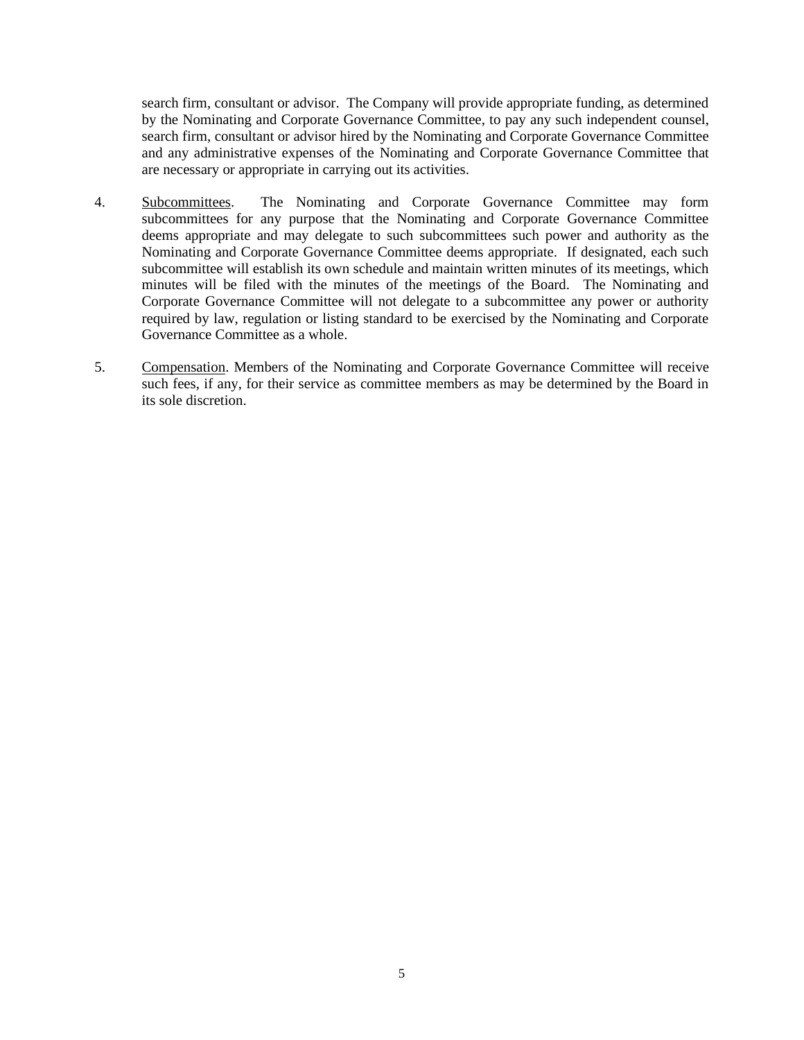search firm, consultant or advisor. The Company will provide appropriate funding, as determined by the Nominating and Corporate Governance Committee, to pay any such independent counsel, search firm, consultant or advisor hired by the Nominating and Corporate Governance Committee and any administrative expenses of the Nominating and Corporate Governance Committee that are necessary or appropriate in carrying out its activities.

4. Subcommittees. The Nominating and Corporate Governance Committee may form subcommittees for any purpose that the Nominating and Corporate Governance Committee deems appropriate and may delegate to such subcommittees such power and authority as the Nominating and Corporate Governance Committee deems appropriate. If designated, each such subcommittee will establish its own schedule and maintain written minutes of its meetings, which minutes will be filed with the minutes of the meetings of the Board. The Nominating and Corporate Governance Committee will not delegate to a subcommittee any power or authority required by law, regulation or listing standard to be exercised by the Nominating and Corporate Governance Committee as a whole.

5. Compensation. Members of the Nominating and Corporate Governance Committee will receive such fees, if any, for their service as committee members as may be determined by the Board in its sole discretion.